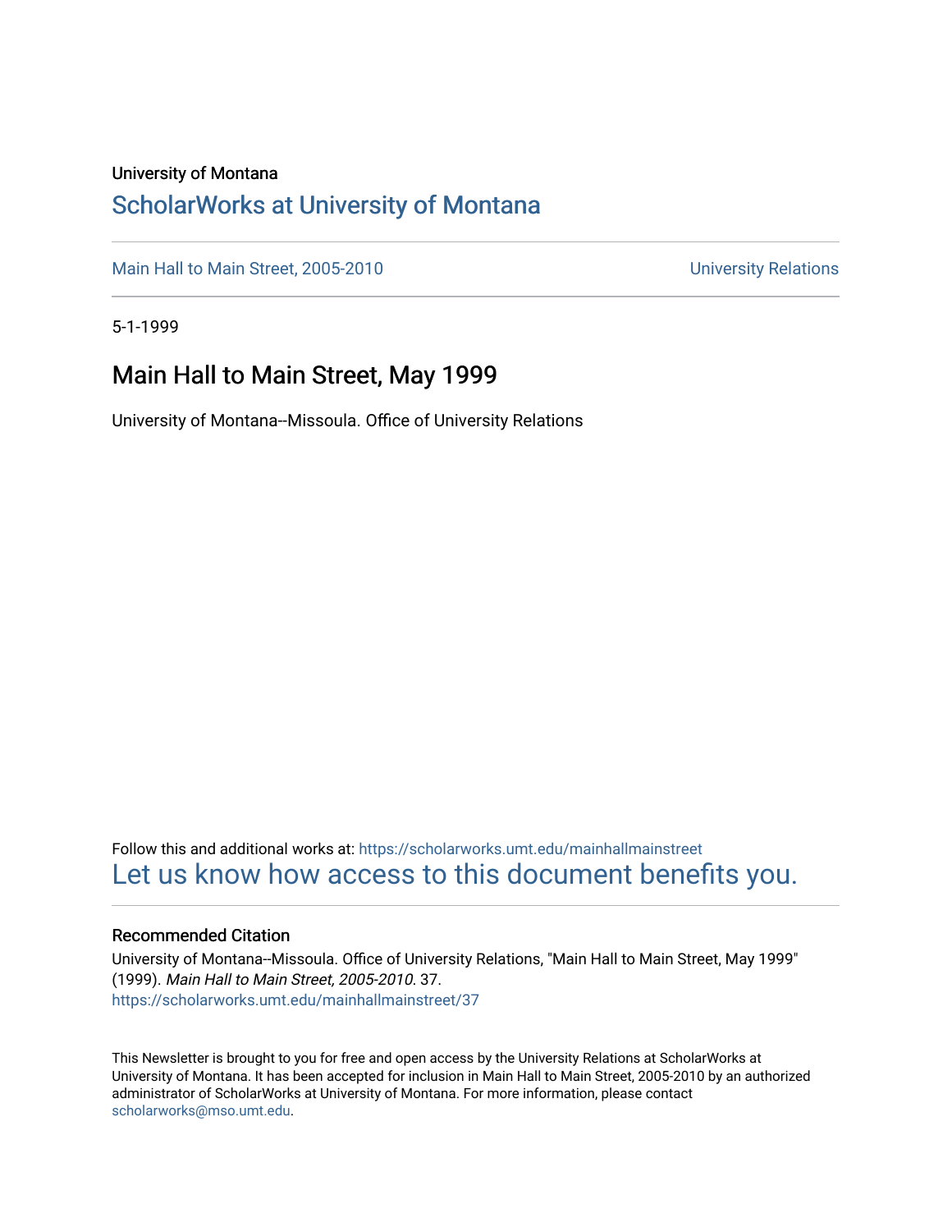University of Montana

# ScholarWorks at University of Montana

Main Hall to Main Street, 2005-2010 — University Relations

5-1-1999

## Main Hall to Main Street, May 1999

University of Montana--Missoula. Office of University Relations

Follow this and additional works at: https://scholarworks.umt.edu/mainhallmainstreet

Let us know how access to this document benefits you.

### Recommended Citation

University of Montana--Missoula. Office of University Relations, "Main Hall to Main Street, May 1999" (1999). *Main Hall to Main Street, 2005-2010*. 37.
https://scholarworks.umt.edu/mainhallmainstreet/37

This Newsletter is brought to you for free and open access by the University Relations at ScholarWorks at University of Montana. It has been accepted for inclusion in Main Hall to Main Street, 2005-2010 by an authorized administrator of ScholarWorks at University of Montana. For more information, please contact scholarworks@mso.umt.edu.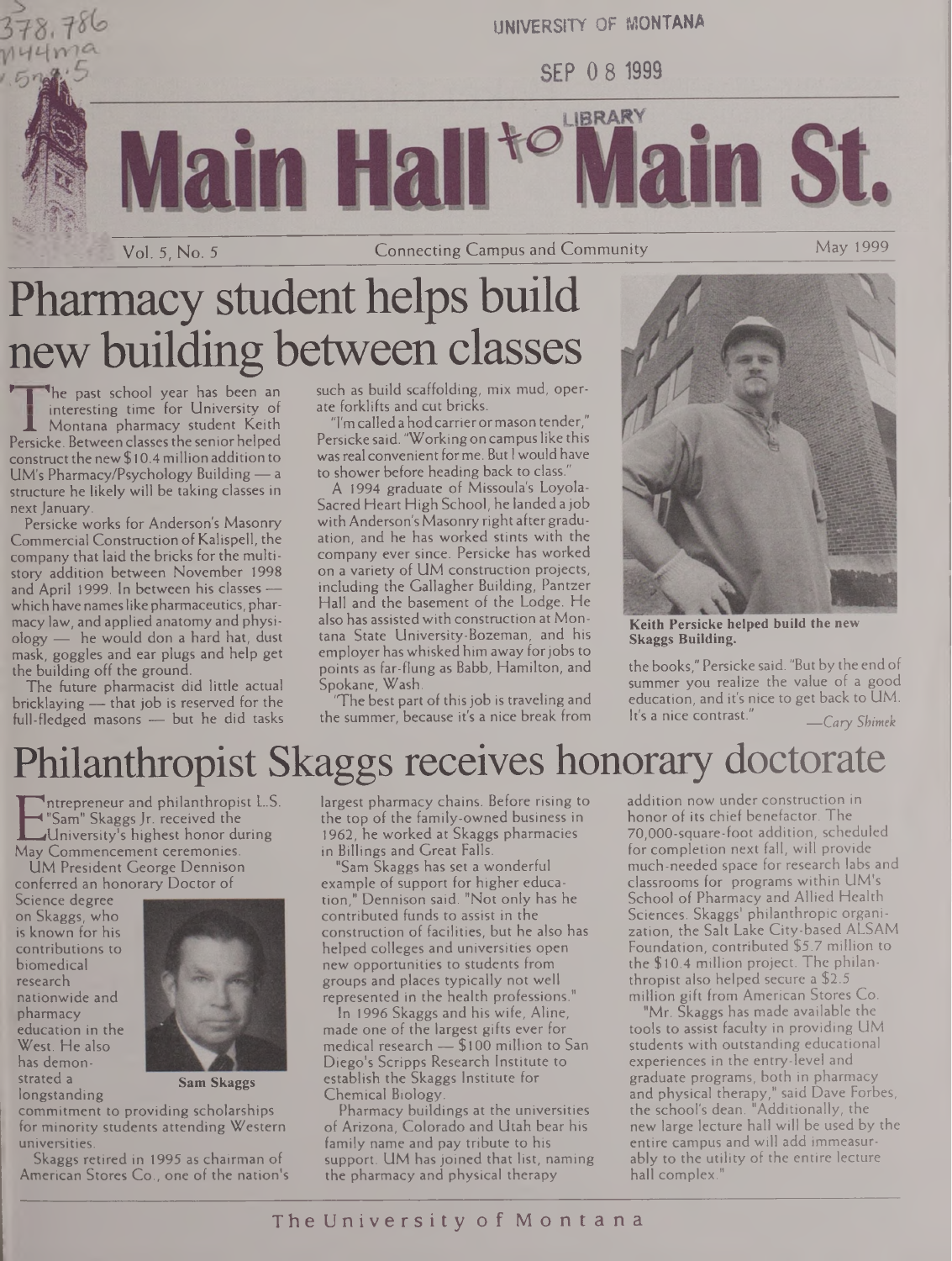# Main Hall to Main St.

Vol. 5, No. 5 — Connecting Campus and Community — May 1999

## Pharmacy student helps build new building between classes

The past school year has been an interesting time for University of Montana pharmacy student Keith Persicke. Between classes the senior helped construct the new $10.4 million addition to UM's Pharmacy/Psychology Building — a structure he likely will be taking classes in next January.

Persicke works for Anderson's Masonry Commercial Construction of Kalispell, the company that laid the bricks for the multistory addition between November 1998 and April 1999. In between his classes — which have names like pharmaceutics, pharmacy law, and applied anatomy and physiology — he would don a hard hat, dust mask, goggles and ear plugs and help get the building off the ground.

The future pharmacist did little actual bricklaying — that job is reserved for the full-fledged masons — but he did tasks such as build scaffolding, mix mud, operate forklifts and cut bricks.

"I'm called a hod carrier or mason tender," Persicke said. "Working on campus like this was real convenient for me. But I would have to shower before heading back to class."

A 1994 graduate of Missoula's Loyola-Sacred Heart High School, he landed a job with Anderson's Masonry right after graduation, and he has worked stints with the company ever since. Persicke has worked on a variety of UM construction projects, including the Gallagher Building, Pantzer Hall and the basement of the Lodge. He also has assisted with construction at Montana State University-Bozeman, and his employer has whisked him away for jobs to points as far-flung as Babb, Hamilton, and Spokane, Wash.

"The best part of this job is traveling and the summer, because it's a nice break from the books," Persicke said. "But by the end of summer you realize the value of a good education, and it's nice to get back to UM. It's a nice contrast."

**Keith Persicke helped build the new Skaggs Building.**

*—Cary Shimek*

## Philanthropist Skaggs receives honorary doctorate

Entrepreneur and philanthropist L.S. "Sam" Skaggs Jr. received the University's highest honor during May Commencement ceremonies.

UM President George Dennison conferred an honorary Doctor of Science degree on Skaggs, who is known for his contributions to biomedical research nationwide and pharmacy education in the West. He also has demonstrated a longstanding commitment to providing scholarships for minority students attending Western universities.

**Sam Skaggs**

Skaggs retired in 1995 as chairman of American Stores Co., one of the nation's largest pharmacy chains. Before rising to the top of the family-owned business in 1962, he worked at Skaggs pharmacies in Billings and Great Falls.

"Sam Skaggs has set a wonderful example of support for higher education," Dennison said. "Not only has he contributed funds to assist in the construction of facilities, but he also has helped colleges and universities open new opportunities to students from groups and places typically not well represented in the health professions."

In 1996 Skaggs and his wife, Aline, made one of the largest gifts ever for medical research — $100 million to San Diego's Scripps Research Institute to establish the Skaggs Institute for Chemical Biology.

Pharmacy buildings at the universities of Arizona, Colorado and Utah bear his family name and pay tribute to his support. UM has joined that list, naming the pharmacy and physical therapy addition now under construction in honor of its chief benefactor. The 70,000-square-foot addition, scheduled for completion next fall, will provide much-needed space for research labs and classrooms for programs within UM's School of Pharmacy and Allied Health Sciences. Skaggs' philanthropic organization, the Salt Lake City-based ALSAM Foundation, contributed $5.7 million to the $10.4 million project. The philanthropist also helped secure a $2.5 million gift from American Stores Co.

"Mr. Skaggs has made available the tools to assist faculty in providing UM students with outstanding educational experiences in the entry-level and graduate programs, both in pharmacy and physical therapy," said Dave Forbes, the school's dean. "Additionally, the new large lecture hall will be used by the entire campus and will add immeasurably to the utility of the entire lecture hall complex."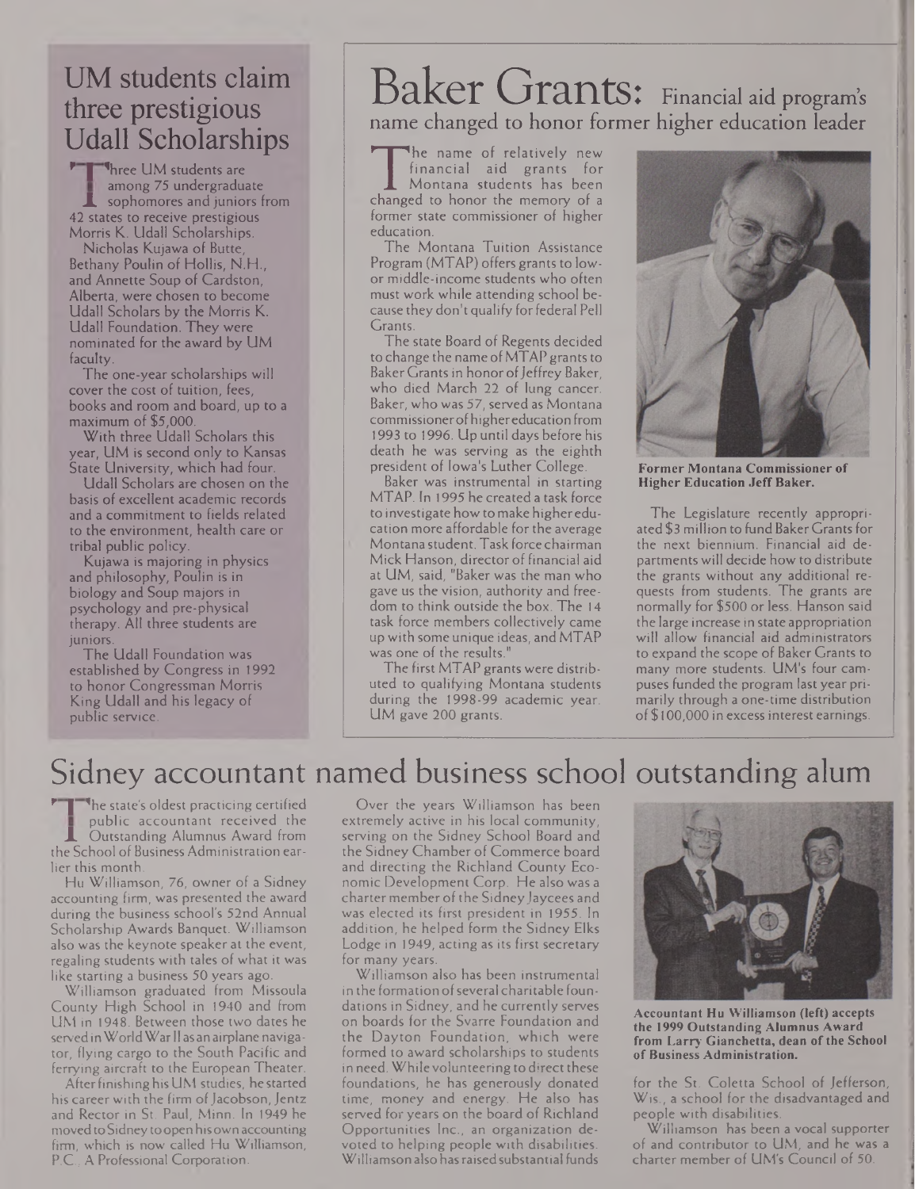## UM students claim three prestigious Udall Scholarships

Three UM students are among 75 undergraduate sophomores and juniors from 42 states to receive prestigious Morris K. Udall Scholarships.

Nicholas Kujawa of Butte, Bethany Poulin of Hollis, N.H., and Annette Soup of Cardston, Alberta, were chosen to become Udall Scholars by the Morris K. Udall Foundation. They were nominated for the award by UM faculty.

The one-year scholarships will cover the cost of tuition, fees, books and room and board, up to a maximum of $5,000.

With three Udall Scholars this year, UM is second only to Kansas State University, which had four.

Udall Scholars are chosen on the basis of excellent academic records and a commitment to fields related to the environment, health care or tribal public policy.

Kujawa is majoring in physics and philosophy, Poulin is in biology and Soup majors in psychology and pre-physical therapy. All three students are juniors.

The Udall Foundation was established by Congress in 1992 to honor Congressman Morris King Udall and his legacy of public service.

## Baker Grants: Financial aid program's name changed to honor former higher education leader

The name of relatively new financial aid grants for Montana students has been changed to honor the memory of a former state commissioner of higher education.

The Montana Tuition Assistance Program (MTAP) offers grants to low- or middle-income students who often must work while attending school because they don't qualify for federal Pell Grants.

The state Board of Regents decided to change the name of MTAP grants to Baker Grants in honor of Jeffrey Baker, who died March 22 of lung cancer. Baker, who was 57, served as Montana commissioner of higher education from 1993 to 1996. Up until days before his death he was serving as the eighth president of Iowa's Luther College.

Baker was instrumental in starting MTAP. In 1995 he created a task force to investigate how to make higher education more affordable for the average Montana student. Task force chairman Mick Hanson, director of financial aid at UM, said, "Baker was the man who gave us the vision, authority and freedom to think outside the box. The 14 task force members collectively came up with some unique ideas, and MTAP was one of the results."

The first MTAP grants were distributed to qualifying Montana students during the 1998-99 academic year. UM gave 200 grants.

**Former Montana Commissioner of Higher Education Jeff Baker.**

The Legislature recently appropriated $3 million to fund Baker Grants for the next biennium. Financial aid departments will decide how to distribute the grants without any additional requests from students. The grants are normally for $500 or less. Hanson said the large increase in state appropriation will allow financial aid administrators to expand the scope of Baker Grants to many more students. UM's four campuses funded the program last year primarily through a one-time distribution of $100,000 in excess interest earnings.

## Sidney accountant named business school outstanding alum

The state's oldest practicing certified public accountant received the Outstanding Alumnus Award from the School of Business Administration earlier this month.

Hu Williamson, 76, owner of a Sidney accounting firm, was presented the award during the business school's 52nd Annual Scholarship Awards Banquet. Williamson also was the keynote speaker at the event, regaling students with tales of what it was like starting a business 50 years ago.

Williamson graduated from Missoula County High School in 1940 and from UM in 1948. Between those two dates he served in World War II as an airplane navigator, flying cargo to the South Pacific and ferrying aircraft to the European Theater.

After finishing his UM studies, he started his career with the firm of Jacobson, Jentz and Rector in St. Paul, Minn. In 1949 he moved to Sidney to open his own accounting firm, which is now called Hu Williamson, P.C., A Professional Corporation.

Over the years Williamson has been extremely active in his local community, serving on the Sidney School Board and the Sidney Chamber of Commerce board and directing the Richland County Economic Development Corp. He also was a charter member of the Sidney Jaycees and was elected its first president in 1955. In addition, he helped form the Sidney Elks Lodge in 1949, acting as its first secretary for many years.

Williamson also has been instrumental in the formation of several charitable foundations in Sidney, and he currently serves on boards for the Svarre Foundation and the Dayton Foundation, which were formed to award scholarships to students in need. While volunteering to direct these foundations, he has generously donated time, money and energy. He also has served for years on the board of Richland Opportunities Inc., an organization devoted to helping people with disabilities. Williamson also has raised substantial funds for the St. Coletta School of Jefferson, Wis., a school for the disadvantaged and people with disabilities.

**Accountant Hu Williamson (left) accepts the 1999 Outstanding Alumnus Award from Larry Gianchetta, dean of the School of Business Administration.**

Williamson has been a vocal supporter of and contributor to UM, and he was a charter member of UM's Council of 50.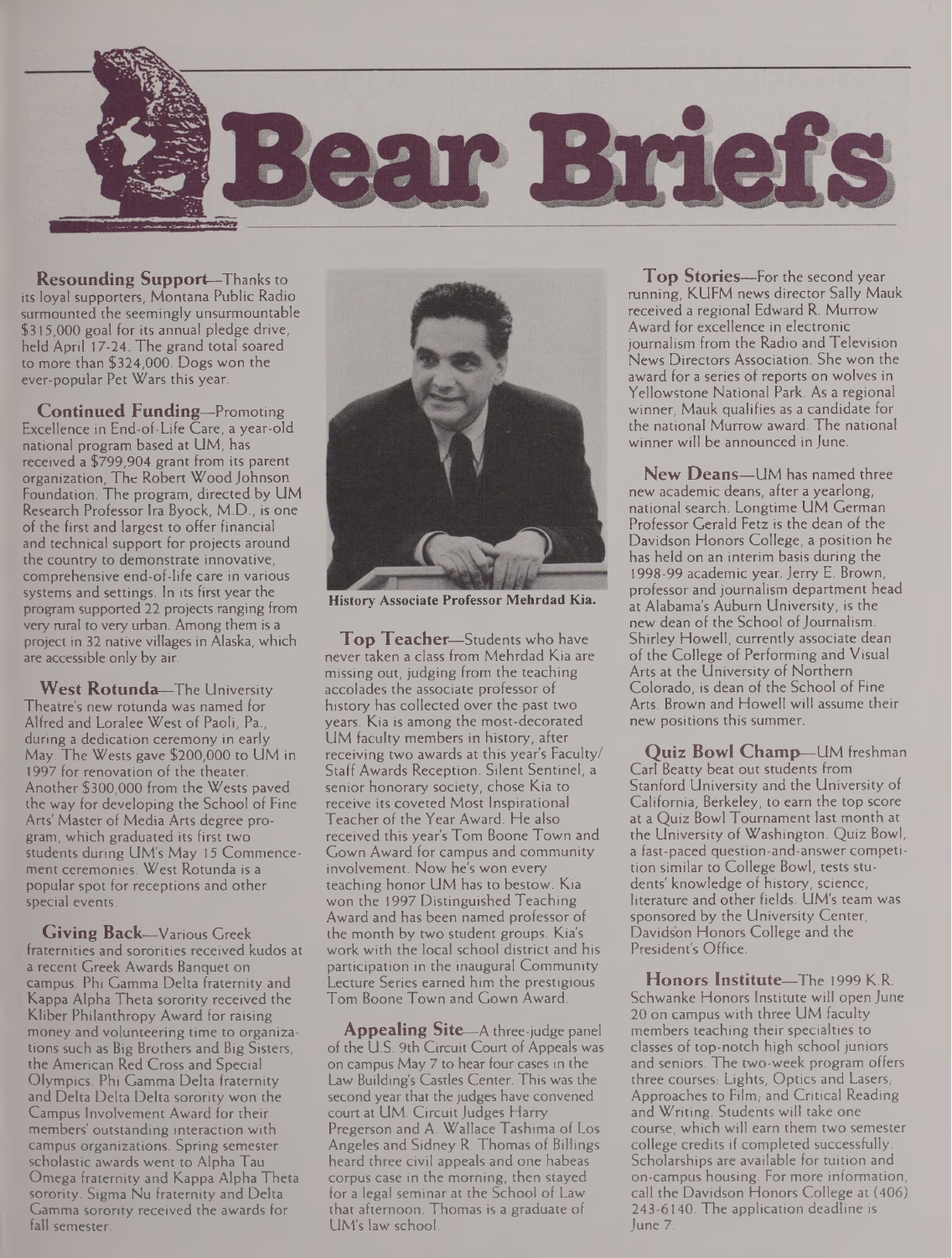# Bear Briefs

**Resounding Support**—Thanks to its loyal supporters, Montana Public Radio surmounted the seemingly unsurmountable $315,000 goal for its annual pledge drive, held April 17-24. The grand total soared to more than $324,000. Dogs won the ever-popular Pet Wars this year.

**Continued Funding**—Promoting Excellence in End-of-Life Care, a year-old national program based at UM, has received a $799,904 grant from its parent organization, The Robert Wood Johnson Foundation. The program, directed by UM Research Professor Ira Byock, M.D., is one of the first and largest to offer financial and technical support for projects around the country to demonstrate innovative, comprehensive end-of-life care in various systems and settings. In its first year the program supported 22 projects ranging from very rural to very urban. Among them is a project in 32 native villages in Alaska, which are accessible only by air.

**West Rotunda**—The University Theatre's new rotunda was named for Alfred and Loralee West of Paoli, Pa., during a dedication ceremony in early May. The Wests gave $200,000 to UM in 1997 for renovation of the theater. Another $300,000 from the Wests paved the way for developing the School of Fine Arts' Master of Media Arts degree program, which graduated its first two students during UM's May 15 Commencement ceremonies. West Rotunda is a popular spot for receptions and other special events.

**Giving Back**—Various Greek fraternities and sororities received kudos at a recent Greek Awards Banquet on campus. Phi Gamma Delta fraternity and Kappa Alpha Theta sorority received the Kliber Philanthropy Award for raising money and volunteering time to organizations such as Big Brothers and Big Sisters, the American Red Cross and Special Olympics. Phi Gamma Delta fraternity and Delta Delta Delta sorority won the Campus Involvement Award for their members' outstanding interaction with campus organizations. Spring semester scholastic awards went to Alpha Tau Omega fraternity and Kappa Alpha Theta sorority. Sigma Nu fraternity and Delta Gamma sorority received the awards for fall semester.

History Associate Professor Mehrdad Kia.

**Top Teacher**—Students who have never taken a class from Mehrdad Kia are missing out, judging from the teaching accolades the associate professor of history has collected over the past two years. Kia is among the most-decorated UM faculty members in history, after receiving two awards at this year's Faculty/Staff Awards Reception. Silent Sentinel, a senior honorary society, chose Kia to receive its coveted Most Inspirational Teacher of the Year Award. He also received this year's Tom Boone Town and Gown Award for campus and community involvement. Now he's won every teaching honor UM has to bestow. Kia won the 1997 Distinguished Teaching Award and has been named professor of the month by two student groups. Kia's work with the local school district and his participation in the inaugural Community Lecture Series earned him the prestigious Tom Boone Town and Gown Award.

**Appealing Site**—A three-judge panel of the U.S. 9th Circuit Court of Appeals was on campus May 7 to hear four cases in the Law Building's Castles Center. This was the second year that the judges have convened court at UM. Circuit Judges Harry Pregerson and A. Wallace Tashima of Los Angeles and Sidney R. Thomas of Billings heard three civil appeals and one habeas corpus case in the morning, then stayed for a legal seminar at the School of Law that afternoon. Thomas is a graduate of UM's law school.

**Top Stories**—For the second year running, KUFM news director Sally Mauk received a regional Edward R. Murrow Award for excellence in electronic journalism from the Radio and Television News Directors Association. She won the award for a series of reports on wolves in Yellowstone National Park. As a regional winner, Mauk qualifies as a candidate for the national Murrow award. The national winner will be announced in June.

**New Deans**—UM has named three new academic deans, after a yearlong, national search. Longtime UM German Professor Gerald Fetz is the dean of the Davidson Honors College, a position he has held on an interim basis during the 1998-99 academic year. Jerry E. Brown, professor and journalism department head at Alabama's Auburn University, is the new dean of the School of Journalism. Shirley Howell, currently associate dean of the College of Performing and Visual Arts at the University of Northern Colorado, is dean of the School of Fine Arts. Brown and Howell will assume their new positions this summer.

**Quiz Bowl Champ**—UM freshman Carl Beatty beat out students from Stanford University and the University of California, Berkeley, to earn the top score at a Quiz Bowl Tournament last month at the University of Washington. Quiz Bowl, a fast-paced question-and-answer competition similar to College Bowl, tests students' knowledge of history, science, literature and other fields. UM's team was sponsored by the University Center, Davidson Honors College and the President's Office.

**Honors Institute**—The 1999 K.R. Schwanke Honors Institute will open June 20 on campus with three UM faculty members teaching their specialties to classes of top-notch high school juniors and seniors. The two-week program offers three courses: Lights, Optics and Lasers; Approaches to Film; and Critical Reading and Writing. Students will take one course, which will earn them two semester college credits if completed successfully. Scholarships are available for tuition and on-campus housing. For more information, call the Davidson Honors College at (406) 243-6140. The application deadline is June 7.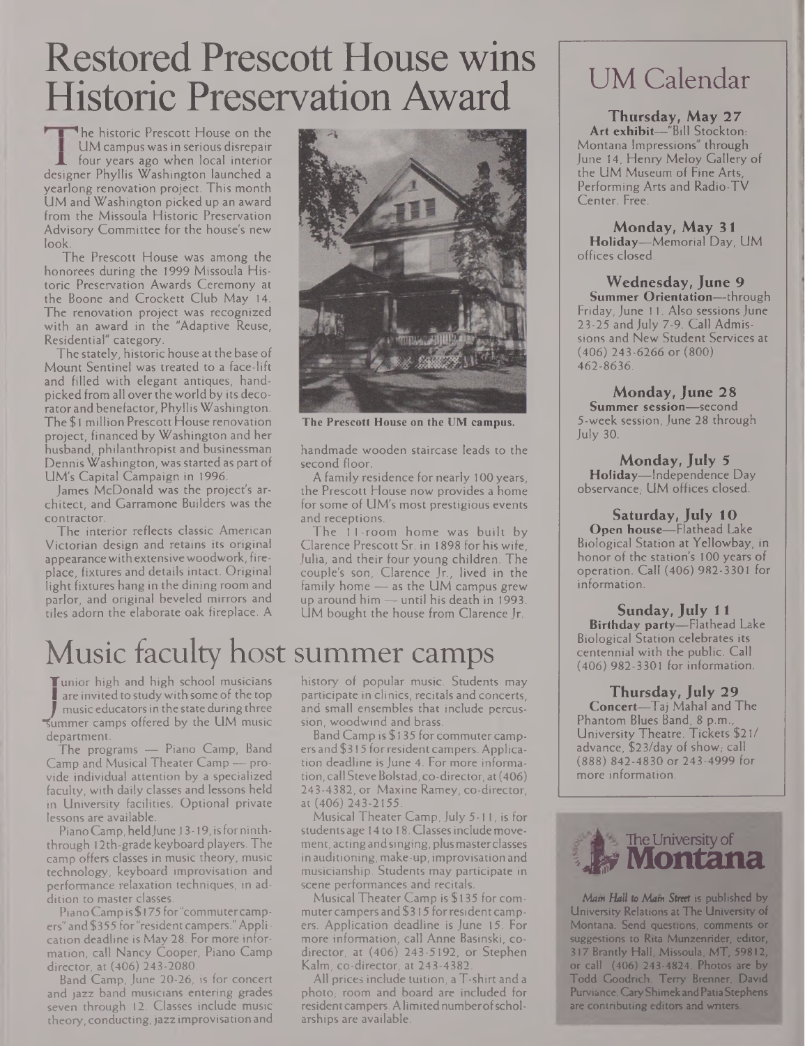# Restored Prescott House wins Historic Preservation Award

The historic Prescott House on the UM campus was in serious disrepair four years ago when local interior designer Phyllis Washington launched a yearlong renovation project. This month UM and Washington picked up an award from the Missoula Historic Preservation Advisory Committee for the house's new look.

The Prescott House was among the honorees during the 1999 Missoula Historic Preservation Awards Ceremony at the Boone and Crockett Club May 14. The renovation project was recognized with an award in the "Adaptive Reuse, Residential" category.

The stately, historic house at the base of Mount Sentinel was treated to a face-lift and filled with elegant antiques, handpicked from all over the world by its decorator and benefactor, Phyllis Washington. The $1 million Prescott House renovation project, financed by Washington and her husband, philanthropist and businessman Dennis Washington, was started as part of UM's Capital Campaign in 1996.

James McDonald was the project's architect, and Garramone Builders was the contractor.

The interior reflects classic American Victorian design and retains its original appearance with extensive woodwork, fireplace, fixtures and details intact. Original light fixtures hang in the dining room and parlor, and original beveled mirrors and tiles adorn the elaborate oak fireplace. A handmade wooden staircase leads to the second floor.

**The Prescott House on the UM campus.**

A family residence for nearly 100 years, the Prescott House now provides a home for some of UM's most prestigious events and receptions.

The 11-room home was built by Clarence Prescott Sr. in 1898 for his wife, Julia, and their four young children. The couple's son, Clarence Jr., lived in the family home — as the UM campus grew up around him — until his death in 1993. UM bought the house from Clarence Jr.

# Music faculty host summer camps

Junior high and high school musicians are invited to study with some of the top music educators in the state during three summer camps offered by the UM music department.

The programs — Piano Camp, Band Camp and Musical Theater Camp — provide individual attention by a specialized faculty, with daily classes and lessons held in University facilities. Optional private lessons are available.

Piano Camp, held June 13-19, is for ninth- through 12th-grade keyboard players. The camp offers classes in music theory, music technology, keyboard improvisation and performance relaxation techniques, in addition to master classes.

Piano Camp is $175 for "commuter campers" and $355 for "resident campers." Application deadline is May 28. For more information, call Nancy Cooper, Piano Camp director, at (406) 243-2080.

Band Camp, June 20-26, is for concert and jazz band musicians entering grades seven through 12. Classes include music theory, conducting, jazz improvisation and history of popular music. Students may participate in clinics, recitals and concerts, and small ensembles that include percussion, woodwind and brass.

Band Camp is $135 for commuter campers and $315 for resident campers. Application deadline is June 4. For more information, call Steve Bolstad, co-director, at (406) 243-4382, or Maxine Ramey, co-director, at (406) 243-2155.

Musical Theater Camp, July 5-11, is for students age 14 to 18. Classes include movement, acting and singing, plus master classes in auditioning, make-up, improvisation and musicianship. Students may participate in scene performances and recitals.

Musical Theater Camp is $135 for commuter campers and $315 for resident campers. Application deadline is June 15. For more information, call Anne Basinski, co-director, at (406) 243-5192, or Stephen Kalm, co-director, at 243-4382.

All prices include tuition, a T-shirt and a photo; room and board are included for resident campers. A limited number of scholarships are available.

## UM Calendar

**Thursday, May 27**
**Art exhibit**—"Bill Stockton: Montana Impressions" through June 14, Henry Meloy Gallery of the UM Museum of Fine Arts, Performing Arts and Radio-TV Center. Free.

**Monday, May 31**
**Holiday**—Memorial Day, UM offices closed.

**Wednesday, June 9**
**Summer Orientation**—through Friday, June 11. Also sessions June 23-25 and July 7-9. Call Admissions and New Student Services at (406) 243-6266 or (800) 462-8636.

**Monday, June 28**
**Summer session**—second 5-week session, June 28 through July 30.

**Monday, July 5**
**Holiday**—Independence Day observance; UM offices closed.

**Saturday, July 10**
**Open house**—Flathead Lake Biological Station at Yellowbay, in honor of the station's 100 years of operation. Call (406) 982-3301 for information.

**Sunday, July 11**
**Birthday party**—Flathead Lake Biological Station celebrates its centennial with the public. Call (406) 982-3301 for information.

**Thursday, July 29**
**Concert**—Taj Mahal and The Phantom Blues Band, 8 p.m., University Theatre. Tickets $21/advance, $23/day of show; call (888) 842-4830 or 243-4999 for more information.

The University of Montana

*Main Hall to Main Street* is published by University Relations at The University of Montana. Send questions, comments or suggestions to Rita Munzenrider, editor, 317 Brantly Hall, Missoula, MT, 59812, or call (406) 243-4824. Photos are by Todd Goodrich. Terry Brenner, David Purviance, Cary Shimek and Patia Stephens are contributing editors and writers.